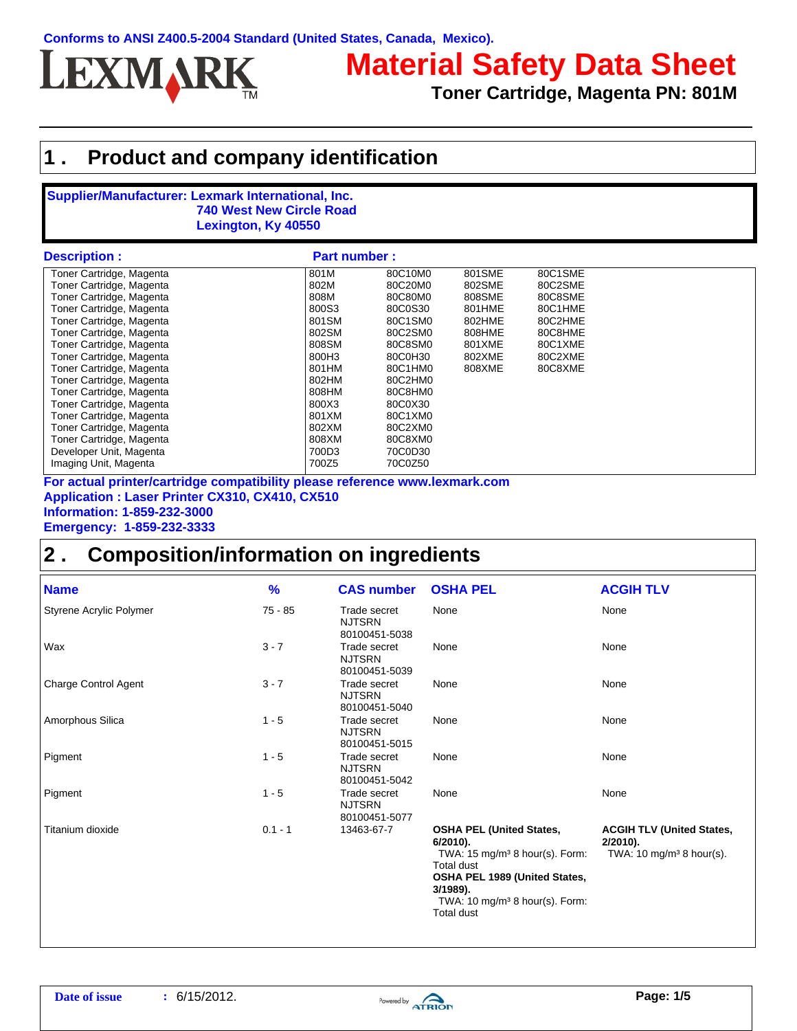Conforms to ANSI Z400.5-2004 Standard (United States, Canada, Mexico).

LEXMARK

# Material Safety Data Sheet

**Toner Cartridge, Magenta PN: 801M**

## 1 . Product and company identification

**Supplier/Manufacturer: Lexmark International, Inc.**
**740 West New Circle Road**
**Lexington, Ky 40550**

| Description : | Part number : | | | |
|---|---|---|---|---|
| Toner Cartridge, Magenta | 801M | 80C10M0 | 801SME | 80C1SME |
| Toner Cartridge, Magenta | 802M | 80C20M0 | 802SME | 80C2SME |
| Toner Cartridge, Magenta | 808M | 80C80M0 | 808SME | 80C8SME |
| Toner Cartridge, Magenta | 800S3 | 80C0S30 | 801HME | 80C1HME |
| Toner Cartridge, Magenta | 801SM | 80C1SM0 | 802HME | 80C2HME |
| Toner Cartridge, Magenta | 802SM | 80C2SM0 | 808HME | 80C8HME |
| Toner Cartridge, Magenta | 808SM | 80C8SM0 | 801XME | 80C1XME |
| Toner Cartridge, Magenta | 800H3 | 80C0H30 | 802XME | 80C2XME |
| Toner Cartridge, Magenta | 801HM | 80C1HM0 | 808XME | 80C8XME |
| Toner Cartridge, Magenta | 802HM | 80C2HM0 | | |
| Toner Cartridge, Magenta | 808HM | 80C8HM0 | | |
| Toner Cartridge, Magenta | 800X3 | 80C0X30 | | |
| Toner Cartridge, Magenta | 801XM | 80C1XM0 | | |
| Toner Cartridge, Magenta | 802XM | 80C2XM0 | | |
| Toner Cartridge, Magenta | 808XM | 80C8XM0 | | |
| Developer Unit, Magenta | 700D3 | 70C0D30 | | |
| Imaging Unit, Magenta | 700Z5 | 70C0Z50 | | |

**For actual printer/cartridge compatibility please reference www.lexmark.com**
**Application : Laser Printer CX310, CX410, CX510**
**Information: 1-859-232-3000**
**Emergency: 1-859-232-3333**

## 2 . Composition/information on ingredients

| Name | % | CAS number | OSHA PEL | ACGIH TLV |
|---|---|---|---|---|
| Styrene Acrylic Polymer | 75 - 85 | Trade secret NJTSRN 80100451-5038 | None | None |
| Wax | 3 - 7 | Trade secret NJTSRN 80100451-5039 | None | None |
| Charge Control Agent | 3 - 7 | Trade secret NJTSRN 80100451-5040 | None | None |
| Amorphous Silica | 1 - 5 | Trade secret NJTSRN 80100451-5015 | None | None |
| Pigment | 1 - 5 | Trade secret NJTSRN 80100451-5042 | None | None |
| Pigment | 1 - 5 | Trade secret NJTSRN 80100451-5077 | None | None |
| Titanium dioxide | 0.1 - 1 | 13463-67-7 | **OSHA PEL (United States, 6/2010).** TWA: 15 mg/m³ 8 hour(s). Form: Total dust **OSHA PEL 1989 (United States, 3/1989).** TWA: 10 mg/m³ 8 hour(s). Form: Total dust | **ACGIH TLV (United States, 2/2010).** TWA: 10 mg/m³ 8 hour(s). |

**Date of issue** : 6/15/2012.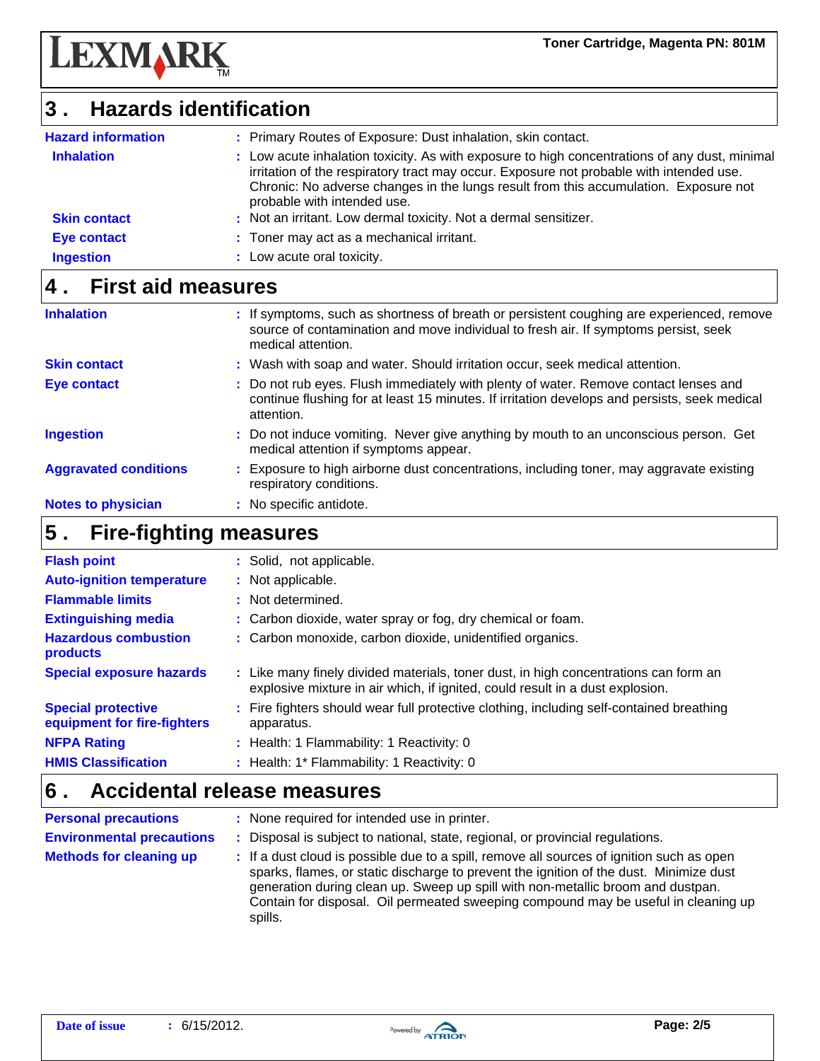## 3 . Hazards identification

| | |
|---|---|
| **Hazard information** | Primary Routes of Exposure: Dust inhalation, skin contact. |
| **Inhalation** | Low acute inhalation toxicity. As with exposure to high concentrations of any dust, minimal irritation of the respiratory tract may occur. Exposure not probable with intended use. Chronic: No adverse changes in the lungs result from this accumulation. Exposure not probable with intended use. |
| **Skin contact** | Not an irritant. Low dermal toxicity. Not a dermal sensitizer. |
| **Eye contact** | Toner may act as a mechanical irritant. |
| **Ingestion** | Low acute oral toxicity. |

## 4 . First aid measures

| | |
|---|---|
| **Inhalation** | If symptoms, such as shortness of breath or persistent coughing are experienced, remove source of contamination and move individual to fresh air. If symptoms persist, seek medical attention. |
| **Skin contact** | Wash with soap and water. Should irritation occur, seek medical attention. |
| **Eye contact** | Do not rub eyes. Flush immediately with plenty of water. Remove contact lenses and continue flushing for at least 15 minutes. If irritation develops and persists, seek medical attention. |
| **Ingestion** | Do not induce vomiting. Never give anything by mouth to an unconscious person. Get medical attention if symptoms appear. |
| **Aggravated conditions** | Exposure to high airborne dust concentrations, including toner, may aggravate existing respiratory conditions. |
| **Notes to physician** | No specific antidote. |

## 5 . Fire-fighting measures

| | |
|---|---|
| **Flash point** | Solid, not applicable. |
| **Auto-ignition temperature** | Not applicable. |
| **Flammable limits** | Not determined. |
| **Extinguishing media** | Carbon dioxide, water spray or fog, dry chemical or foam. |
| **Hazardous combustion products** | Carbon monoxide, carbon dioxide, unidentified organics. |
| **Special exposure hazards** | Like many finely divided materials, toner dust, in high concentrations can form an explosive mixture in air which, if ignited, could result in a dust explosion. |
| **Special protective equipment for fire-fighters** | Fire fighters should wear full protective clothing, including self-contained breathing apparatus. |
| **NFPA Rating** | Health: 1 Flammability: 1 Reactivity: 0 |
| **HMIS Classification** | Health: 1* Flammability: 1 Reactivity: 0 |

## 6 . Accidental release measures

| | |
|---|---|
| **Personal precautions** | None required for intended use in printer. |
| **Environmental precautions** | Disposal is subject to national, state, regional, or provincial regulations. |
| **Methods for cleaning up** | If a dust cloud is possible due to a spill, remove all sources of ignition such as open sparks, flames, or static discharge to prevent the ignition of the dust. Minimize dust generation during clean up. Sweep up spill with non-metallic broom and dustpan. Contain for disposal. Oil permeated sweeping compound may be useful in cleaning up spills. |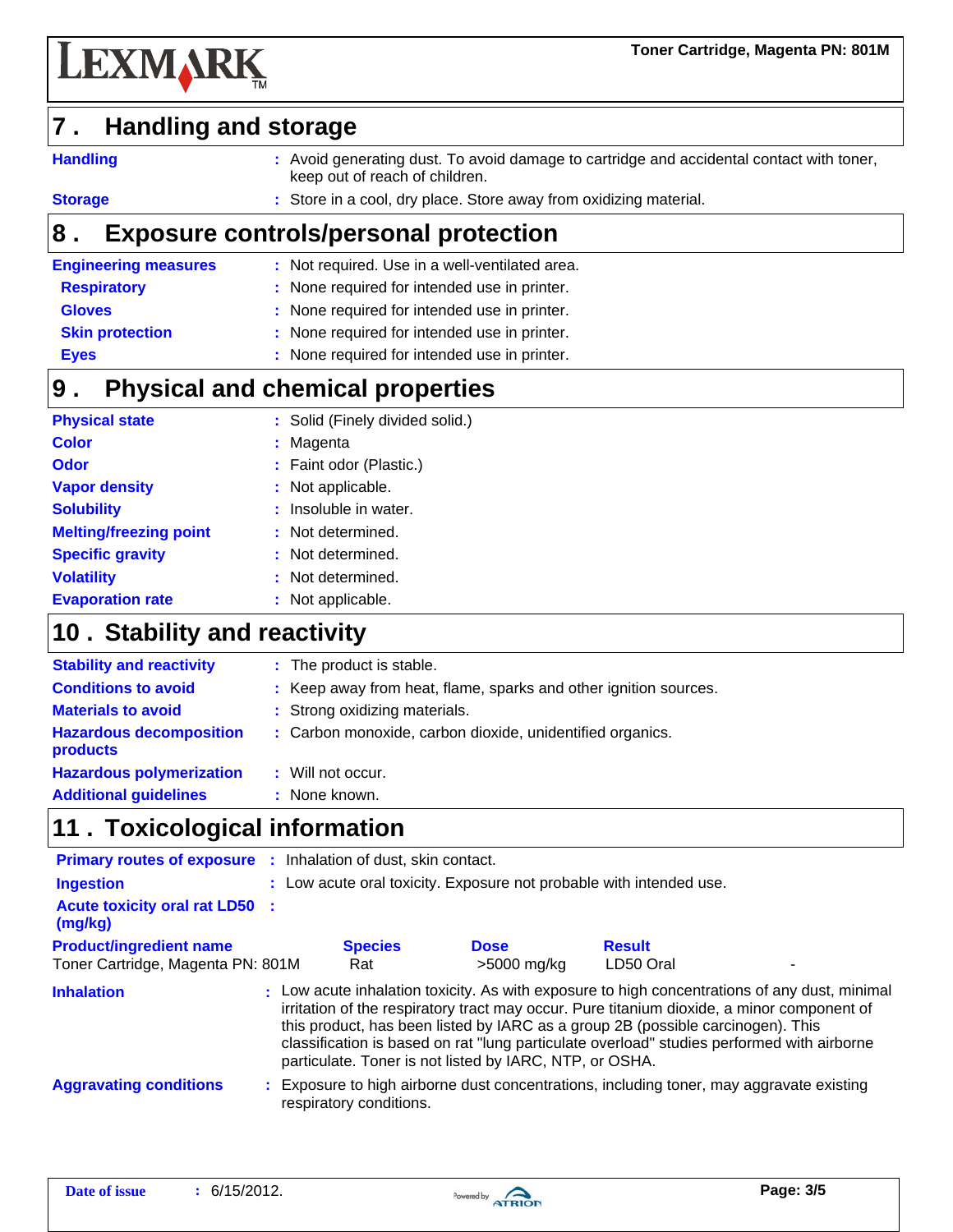## 7 . Handling and storage

**Handling** : Avoid generating dust. To avoid damage to cartridge and accidental contact with toner, keep out of reach of children.

**Storage** : Store in a cool, dry place. Store away from oxidizing material.

## 8 . Exposure controls/personal protection

**Engineering measures** : Not required. Use in a well-ventilated area.

**Respiratory** : None required for intended use in printer.

**Gloves** : None required for intended use in printer.

**Skin protection** : None required for intended use in printer.

**Eyes** : None required for intended use in printer.

## 9 . Physical and chemical properties

**Physical state** : Solid (Finely divided solid.)

**Color** : Magenta

**Odor** : Faint odor (Plastic.)

**Vapor density** : Not applicable.

**Solubility** : Insoluble in water.

**Melting/freezing point** : Not determined.

**Specific gravity** : Not determined.

**Volatility** : Not determined.

**Evaporation rate** : Not applicable.

## 10 . Stability and reactivity

**Stability and reactivity** : The product is stable.

**Conditions to avoid** : Keep away from heat, flame, sparks and other ignition sources.

**Materials to avoid** : Strong oxidizing materials.

**Hazardous decomposition products** : Carbon monoxide, carbon dioxide, unidentified organics.

**Hazardous polymerization** : Will not occur.

**Additional guidelines** : None known.

## 11 . Toxicological information

**Primary routes of exposure** : Inhalation of dust, skin contact.

**Ingestion** : Low acute oral toxicity. Exposure not probable with intended use.

**Acute toxicity oral rat LD50 (mg/kg)** :

| Product/ingredient name | Species | Dose | Result | |
|---|---|---|---|---|
| Toner Cartridge, Magenta PN: 801M | Rat | >5000 mg/kg | LD50 Oral | - |

**Inhalation** : Low acute inhalation toxicity. As with exposure to high concentrations of any dust, minimal irritation of the respiratory tract may occur. Pure titanium dioxide, a minor component of this product, has been listed by IARC as a group 2B (possible carcinogen). This classification is based on rat "lung particulate overload" studies performed with airborne particulate. Toner is not listed by IARC, NTP, or OSHA.

**Aggravating conditions** : Exposure to high airborne dust concentrations, including toner, may aggravate existing respiratory conditions.

**Date of issue** : 6/15/2012.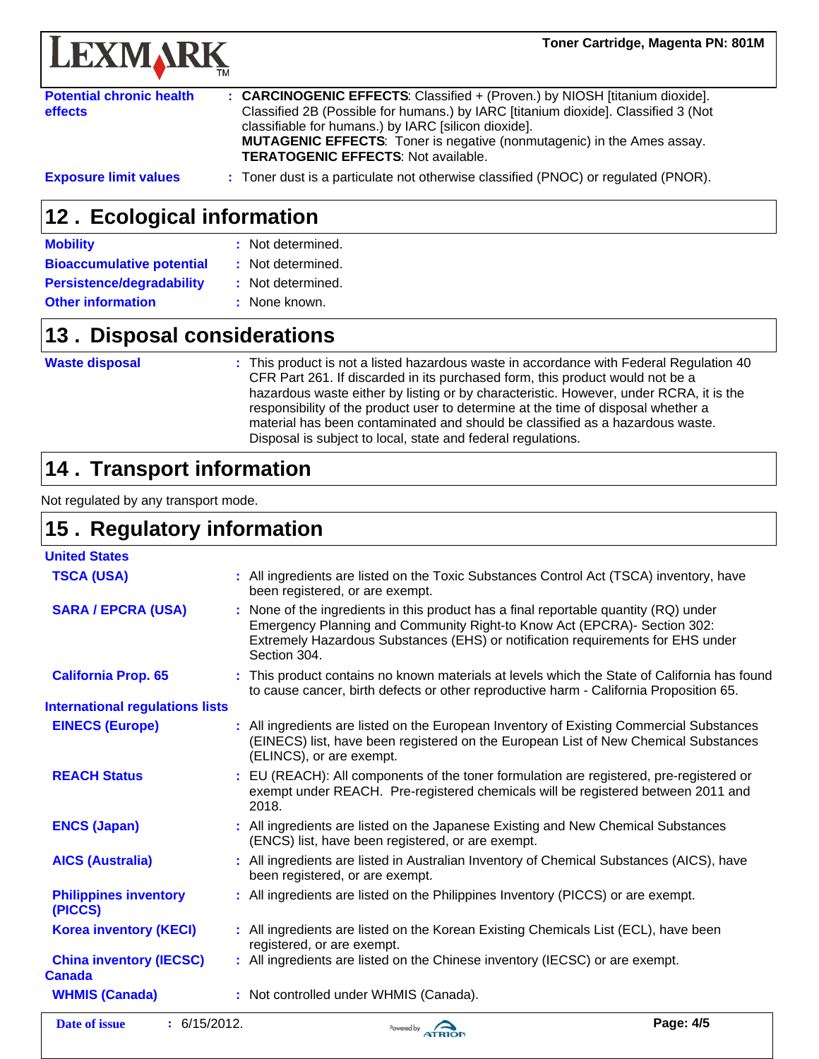**Potential chronic health effects** : **CARCINOGENIC EFFECTS**: Classified + (Proven.) by NIOSH [titanium dioxide]. Classified 2B (Possible for humans.) by IARC [titanium dioxide]. Classified 3 (Not classifiable for humans.) by IARC [silicon dioxide].
**MUTAGENIC EFFECTS**: Toner is negative (nonmutagenic) in the Ames assay.
**TERATOGENIC EFFECTS**: Not available.

**Exposure limit values** : Toner dust is a particulate not otherwise classified (PNOC) or regulated (PNOR).

## 12 . Ecological information

**Mobility** : Not determined.

**Bioaccumulative potential** : Not determined.

**Persistence/degradability** : Not determined.

**Other information** : None known.

## 13 . Disposal considerations

**Waste disposal** : This product is not a listed hazardous waste in accordance with Federal Regulation 40 CFR Part 261. If discarded in its purchased form, this product would not be a hazardous waste either by listing or by characteristic. However, under RCRA, it is the responsibility of the product user to determine at the time of disposal whether a material has been contaminated and should be classified as a hazardous waste. Disposal is subject to local, state and federal regulations.

## 14 . Transport information

Not regulated by any transport mode.

## 15 . Regulatory information

**United States**

**TSCA (USA)** : All ingredients are listed on the Toxic Substances Control Act (TSCA) inventory, have been registered, or are exempt.

**SARA / EPCRA (USA)** : None of the ingredients in this product has a final reportable quantity (RQ) under Emergency Planning and Community Right-to Know Act (EPCRA)- Section 302: Extremely Hazardous Substances (EHS) or notification requirements for EHS under Section 304.

**California Prop. 65** : This product contains no known materials at levels which the State of California has found to cause cancer, birth defects or other reproductive harm - California Proposition 65.

**International regulations lists**

**EINECS (Europe)** : All ingredients are listed on the European Inventory of Existing Commercial Substances (EINECS) list, have been registered on the European List of New Chemical Substances (ELINCS), or are exempt.

**REACH Status** : EU (REACH): All components of the toner formulation are registered, pre-registered or exempt under REACH. Pre-registered chemicals will be registered between 2011 and 2018.

**ENCS (Japan)** : All ingredients are listed on the Japanese Existing and New Chemical Substances (ENCS) list, have been registered, or are exempt.

**AICS (Australia)** : All ingredients are listed in Australian Inventory of Chemical Substances (AICS), have been registered, or are exempt.

**Philippines inventory (PICCS)** : All ingredients are listed on the Philippines Inventory (PICCS) or are exempt.

**Korea inventory (KECI)** : All ingredients are listed on the Korean Existing Chemicals List (ECL), have been registered, or are exempt.

**China inventory (IECSC)** : All ingredients are listed on the Chinese inventory (IECSC) or are exempt.

**Canada**

**WHMIS (Canada)** : Not controlled under WHMIS (Canada).

**Date of issue** : 6/15/2012.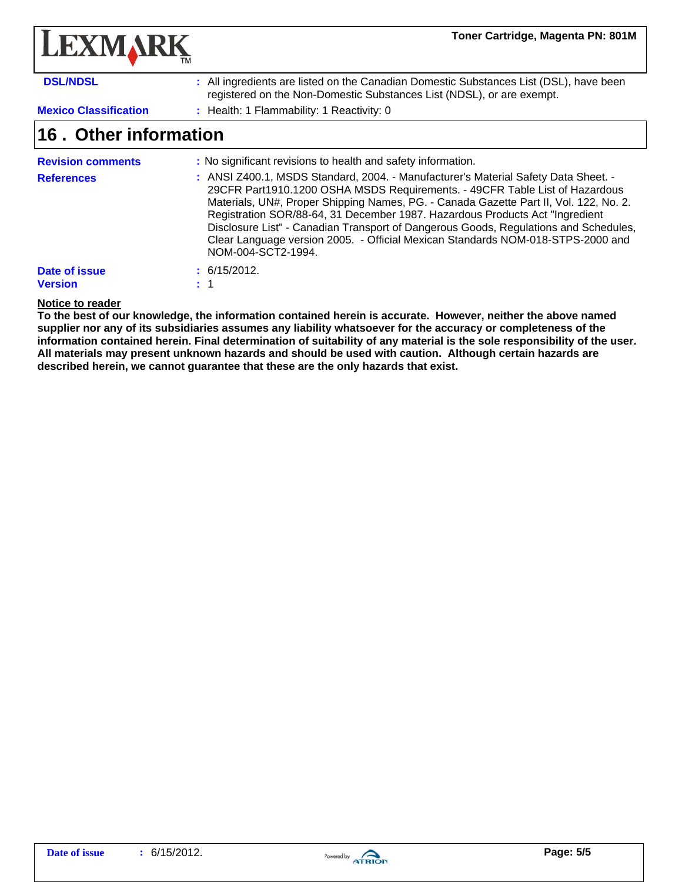**DSL/NDSL** : All ingredients are listed on the Canadian Domestic Substances List (DSL), have been registered on the Non-Domestic Substances List (NDSL), or are exempt.

**Mexico Classification** : Health: 1 Flammability: 1 Reactivity: 0

## 16 . Other information

**Revision comments** : No significant revisions to health and safety information.

**References** : ANSI Z400.1, MSDS Standard, 2004. - Manufacturer's Material Safety Data Sheet. - 29CFR Part1910.1200 OSHA MSDS Requirements. - 49CFR Table List of Hazardous Materials, UN#, Proper Shipping Names, PG. - Canada Gazette Part II, Vol. 122, No. 2. Registration SOR/88-64, 31 December 1987. Hazardous Products Act "Ingredient Disclosure List" - Canadian Transport of Dangerous Goods, Regulations and Schedules, Clear Language version 2005. - Official Mexican Standards NOM-018-STPS-2000 and NOM-004-SCT2-1994.

**Date of issue** : 6/15/2012.

**Version** : 1

**Notice to reader**

**To the best of our knowledge, the information contained herein is accurate. However, neither the above named supplier nor any of its subsidiaries assumes any liability whatsoever for the accuracy or completeness of the information contained herein. Final determination of suitability of any material is the sole responsibility of the user. All materials may present unknown hazards and should be used with caution. Although certain hazards are described herein, we cannot guarantee that these are the only hazards that exist.**